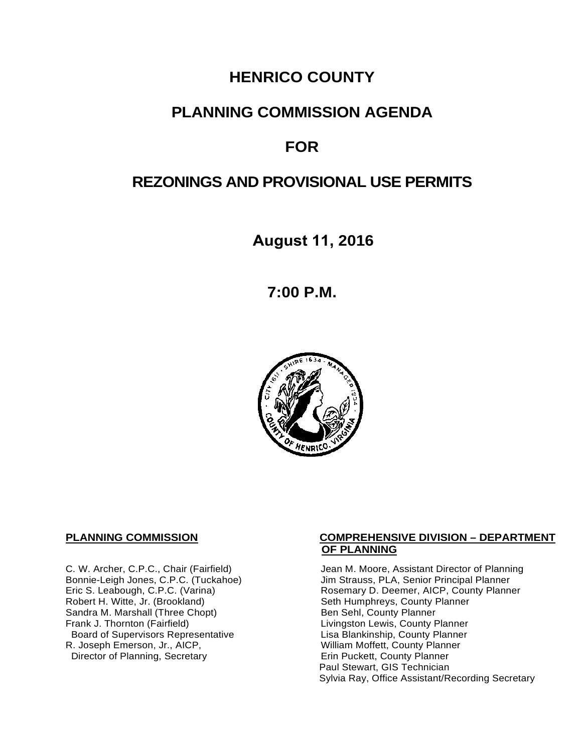# HENRICO COUNTY

# PLANNING COMMISSION AGENDA

# FOR

# REZONINGS AND PROVISIONAL USE PERMITS

**August 11, 2016**

**7:00 P.M.**

**PLANNING COMMISSION**

C. W. Archer, C.P.C., Chair (Fairfield)
Bonnie-Leigh Jones, C.P.C. (Tuckahoe)
Eric S. Leabough, C.P.C. (Varina)
Robert H. Witte, Jr. (Brookland)
Sandra M. Marshall (Three Chopt)
Frank J. Thornton (Fairfield)
Board of Supervisors Representative
R. Joseph Emerson, Jr., AICP,
Director of Planning, Secretary

**COMPREHENSIVE DIVISION – DEPARTMENT OF PLANNING**

Jean M. Moore, Assistant Director of Planning
Jim Strauss, PLA, Senior Principal Planner
Rosemary D. Deemer, AICP, County Planner
Seth Humphreys, County Planner
Ben Sehl, County Planner
Livingston Lewis, County Planner
Lisa Blankinship, County Planner
William Moffett, County Planner
Erin Puckett, County Planner
Paul Stewart, GIS Technician
Sylvia Ray, Office Assistant/Recording Secretary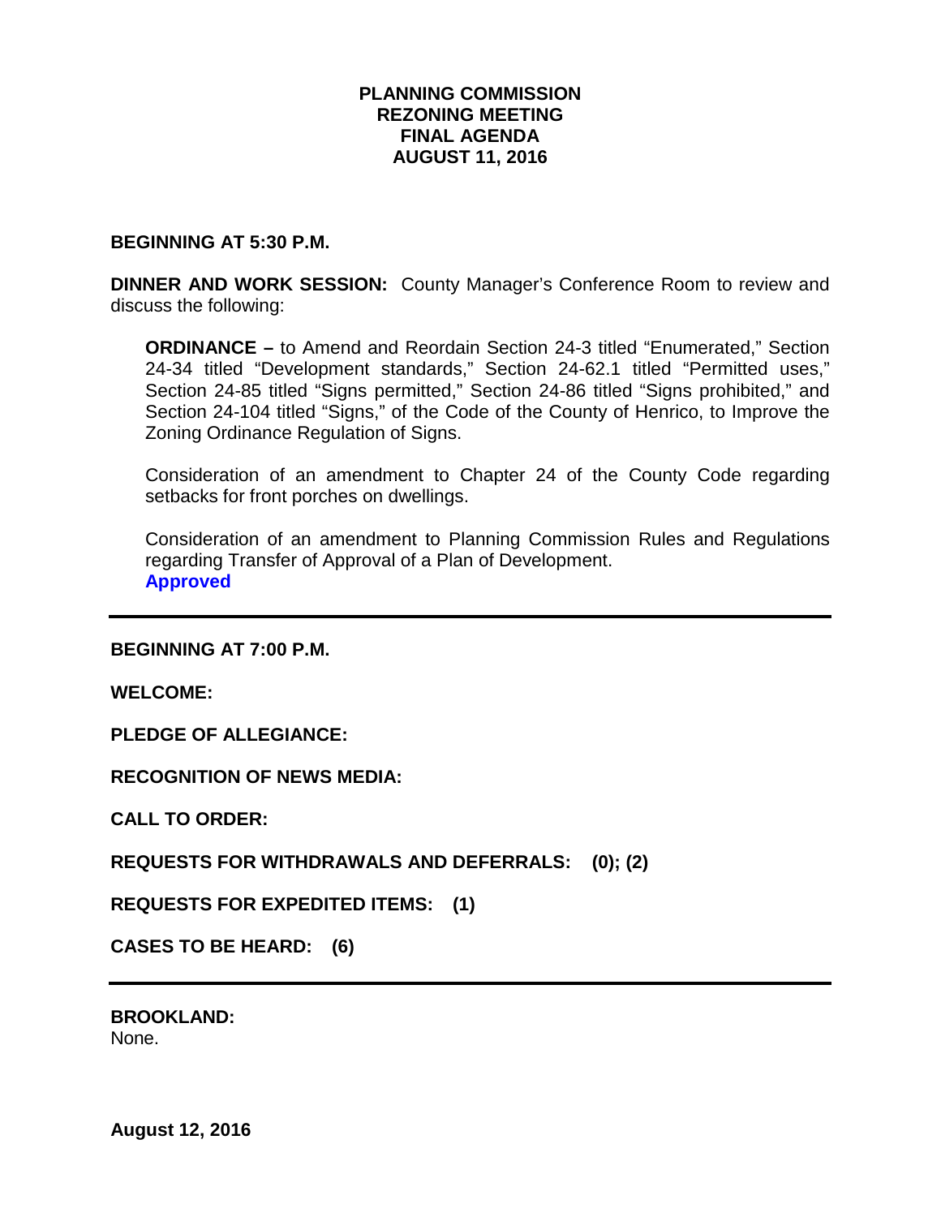# PLANNING COMMISSION
## REZONING MEETING
## FINAL AGENDA
## AUGUST 11, 2016

**BEGINNING AT 5:30 P.M.**

**DINNER AND WORK SESSION:** County Manager's Conference Room to review and discuss the following:

> **ORDINANCE –** to Amend and Reordain Section 24-3 titled "Enumerated," Section 24-34 titled "Development standards," Section 24-62.1 titled "Permitted uses," Section 24-85 titled "Signs permitted," Section 24-86 titled "Signs prohibited," and Section 24-104 titled "Signs," of the Code of the County of Henrico, to Improve the Zoning Ordinance Regulation of Signs.
>
> Consideration of an amendment to Chapter 24 of the County Code regarding setbacks for front porches on dwellings.
>
> Consideration of an amendment to Planning Commission Rules and Regulations regarding Transfer of Approval of a Plan of Development.
> **Approved**

---

**BEGINNING AT 7:00 P.M.**

**WELCOME:**

**PLEDGE OF ALLEGIANCE:**

**RECOGNITION OF NEWS MEDIA:**

**CALL TO ORDER:**

**REQUESTS FOR WITHDRAWALS AND DEFERRALS: (0); (2)**

**REQUESTS FOR EXPEDITED ITEMS: (1)**

**CASES TO BE HEARD: (6)**

---

**BROOKLAND:**
None.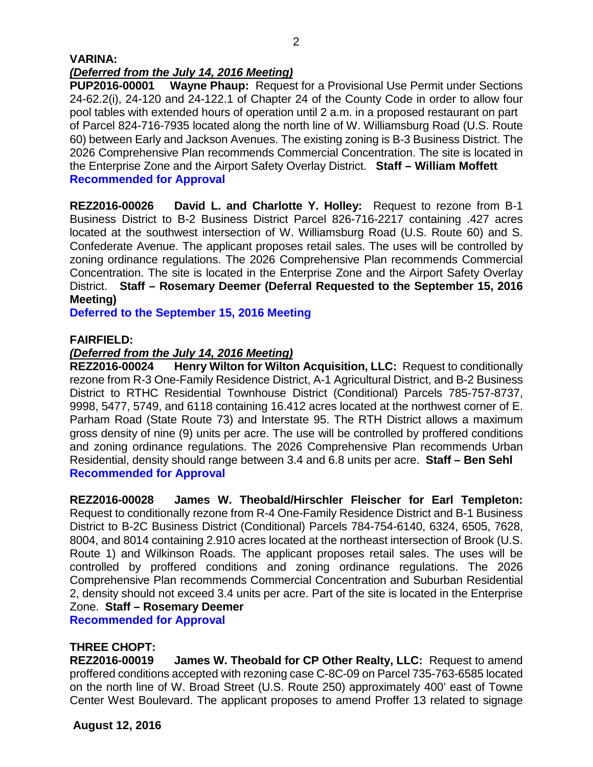**VARINA:**

***(Deferred from the July 14, 2016 Meeting)***

**PUP2016-00001 Wayne Phaup:** Request for a Provisional Use Permit under Sections 24-62.2(i), 24-120 and 24-122.1 of Chapter 24 of the County Code in order to allow four pool tables with extended hours of operation until 2 a.m. in a proposed restaurant on part of Parcel 824-716-7935 located along the north line of W. Williamsburg Road (U.S. Route 60) between Early and Jackson Avenues. The existing zoning is B-3 Business District. The 2026 Comprehensive Plan recommends Commercial Concentration. The site is located in the Enterprise Zone and the Airport Safety Overlay District. **Staff – William Moffett**
**Recommended for Approval**

**REZ2016-00026 David L. and Charlotte Y. Holley:** Request to rezone from B-1 Business District to B-2 Business District Parcel 826-716-2217 containing .427 acres located at the southwest intersection of W. Williamsburg Road (U.S. Route 60) and S. Confederate Avenue. The applicant proposes retail sales. The uses will be controlled by zoning ordinance regulations. The 2026 Comprehensive Plan recommends Commercial Concentration. The site is located in the Enterprise Zone and the Airport Safety Overlay District. **Staff – Rosemary Deemer (Deferral Requested to the September 15, 2016 Meeting)**
**Deferred to the September 15, 2016 Meeting**

**FAIRFIELD:**

***(Deferred from the July 14, 2016 Meeting)***

**REZ2016-00024 Henry Wilton for Wilton Acquisition, LLC:** Request to conditionally rezone from R-3 One-Family Residence District, A-1 Agricultural District, and B-2 Business District to RTHC Residential Townhouse District (Conditional) Parcels 785-757-8737, 9998, 5477, 5749, and 6118 containing 16.412 acres located at the northwest corner of E. Parham Road (State Route 73) and Interstate 95. The RTH District allows a maximum gross density of nine (9) units per acre. The use will be controlled by proffered conditions and zoning ordinance regulations. The 2026 Comprehensive Plan recommends Urban Residential, density should range between 3.4 and 6.8 units per acre. **Staff – Ben Sehl**
**Recommended for Approval**

**REZ2016-00028 James W. Theobald/Hirschler Fleischer for Earl Templeton:** Request to conditionally rezone from R-4 One-Family Residence District and B-1 Business District to B-2C Business District (Conditional) Parcels 784-754-6140, 6324, 6505, 7628, 8004, and 8014 containing 2.910 acres located at the northeast intersection of Brook (U.S. Route 1) and Wilkinson Roads. The applicant proposes retail sales. The uses will be controlled by proffered conditions and zoning ordinance regulations. The 2026 Comprehensive Plan recommends Commercial Concentration and Suburban Residential 2, density should not exceed 3.4 units per acre. Part of the site is located in the Enterprise Zone. **Staff – Rosemary Deemer**
**Recommended for Approval**

**THREE CHOPT:**

**REZ2016-00019 James W. Theobald for CP Other Realty, LLC:** Request to amend proffered conditions accepted with rezoning case C-8C-09 on Parcel 735-763-6585 located on the north line of W. Broad Street (U.S. Route 250) approximately 400' east of Towne Center West Boulevard. The applicant proposes to amend Proffer 13 related to signage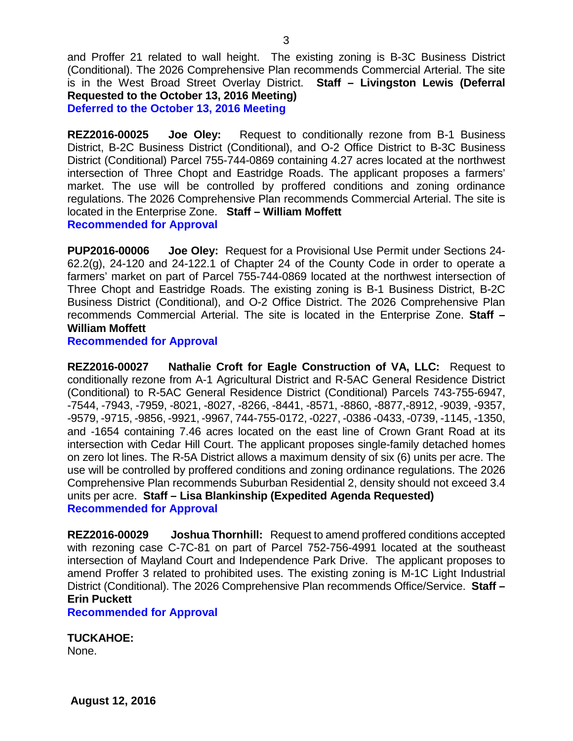and Proffer 21 related to wall height. The existing zoning is B-3C Business District (Conditional). The 2026 Comprehensive Plan recommends Commercial Arterial. The site is in the West Broad Street Overlay District. **Staff – Livingston Lewis (Deferral Requested to the October 13, 2016 Meeting)**
**Deferred to the October 13, 2016 Meeting**

**REZ2016-00025 Joe Oley:** Request to conditionally rezone from B-1 Business District, B-2C Business District (Conditional), and O-2 Office District to B-3C Business District (Conditional) Parcel 755-744-0869 containing 4.27 acres located at the northwest intersection of Three Chopt and Eastridge Roads. The applicant proposes a farmers' market. The use will be controlled by proffered conditions and zoning ordinance regulations. The 2026 Comprehensive Plan recommends Commercial Arterial. The site is located in the Enterprise Zone. **Staff – William Moffett**
**Recommended for Approval**

**PUP2016-00006 Joe Oley:** Request for a Provisional Use Permit under Sections 24-62.2(g), 24-120 and 24-122.1 of Chapter 24 of the County Code in order to operate a farmers' market on part of Parcel 755-744-0869 located at the northwest intersection of Three Chopt and Eastridge Roads. The existing zoning is B-1 Business District, B-2C Business District (Conditional), and O-2 Office District. The 2026 Comprehensive Plan recommends Commercial Arterial. The site is located in the Enterprise Zone. **Staff – William Moffett**
**Recommended for Approval**

**REZ2016-00027 Nathalie Croft for Eagle Construction of VA, LLC:** Request to conditionally rezone from A-1 Agricultural District and R-5AC General Residence District (Conditional) to R-5AC General Residence District (Conditional) Parcels 743-755-6947, -7544, -7943, -7959, -8021, -8027, -8266, -8441, -8571, -8860, -8877,-8912, -9039, -9357, -9579, -9715, -9856, -9921, -9967, 744-755-0172, -0227, -0386 -0433, -0739, -1145, -1350, and -1654 containing 7.46 acres located on the east line of Crown Grant Road at its intersection with Cedar Hill Court. The applicant proposes single-family detached homes on zero lot lines. The R-5A District allows a maximum density of six (6) units per acre. The use will be controlled by proffered conditions and zoning ordinance regulations. The 2026 Comprehensive Plan recommends Suburban Residential 2, density should not exceed 3.4 units per acre. **Staff – Lisa Blankinship (Expedited Agenda Requested)**
**Recommended for Approval**

**REZ2016-00029 Joshua Thornhill:** Request to amend proffered conditions accepted with rezoning case C-7C-81 on part of Parcel 752-756-4991 located at the southeast intersection of Mayland Court and Independence Park Drive. The applicant proposes to amend Proffer 3 related to prohibited uses. The existing zoning is M-1C Light Industrial District (Conditional). The 2026 Comprehensive Plan recommends Office/Service. **Staff – Erin Puckett**
**Recommended for Approval**

**TUCKAHOE:**
None.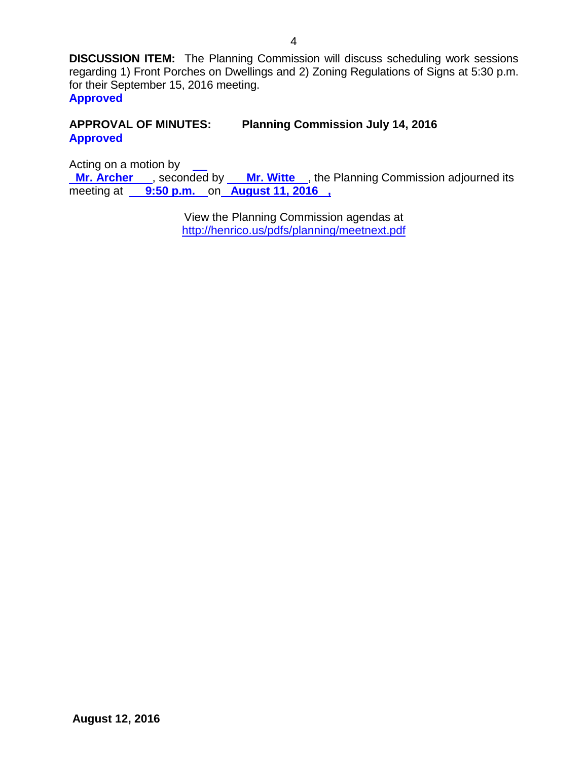**DISCUSSION ITEM:** The Planning Commission will discuss scheduling work sessions regarding 1) Front Porches on Dwellings and 2) Zoning Regulations of Signs at 5:30 p.m. for their September 15, 2016 meeting.
**Approved**

**APPROVAL OF MINUTES: Planning Commission July 14, 2016**
**Approved**

Acting on a motion by **Mr. Archer**, seconded by **Mr. Witte**, the Planning Commission adjourned its meeting at **9:50 p.m.** on **August 11, 2016**.

View the Planning Commission agendas at
http://henrico.us/pdfs/planning/meetnext.pdf

**August 12, 2016**